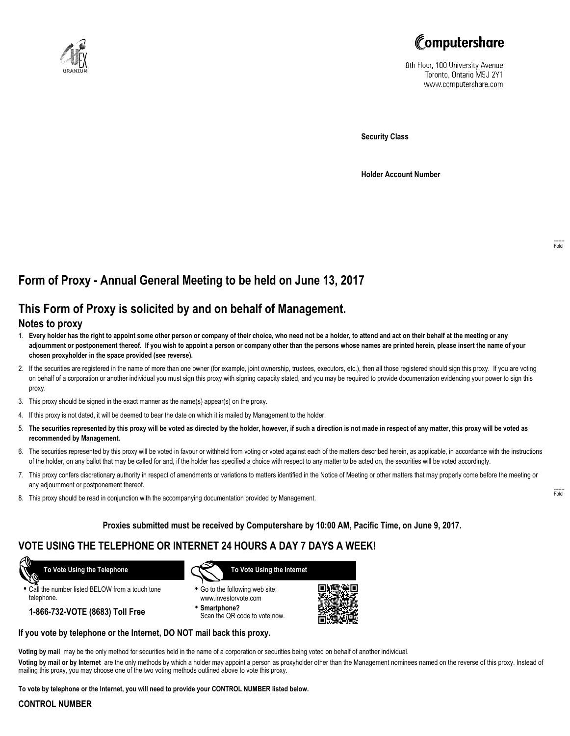Computershare

8th Floor, 100 University Avenue
Toronto, Ontario M5J 2Y1
www.computershare.com

**Security Class**

**Holder Account Number**

# Form of Proxy - Annual General Meeting to be held on June 13, 2017

# This Form of Proxy is solicited by and on behalf of Management.

## Notes to proxy

1. **Every holder has the right to appoint some other person or company of their choice, who need not be a holder, to attend and act on their behalf at the meeting or any adjournment or postponement thereof. If you wish to appoint a person or company other than the persons whose names are printed herein, please insert the name of your chosen proxyholder in the space provided (see reverse).**
2. If the securities are registered in the name of more than one owner (for example, joint ownership, trustees, executors, etc.), then all those registered should sign this proxy. If you are voting on behalf of a corporation or another individual you must sign this proxy with signing capacity stated, and you may be required to provide documentation evidencing your power to sign this proxy.
3. This proxy should be signed in the exact manner as the name(s) appear(s) on the proxy.
4. If this proxy is not dated, it will be deemed to bear the date on which it is mailed by Management to the holder.
5. **The securities represented by this proxy will be voted as directed by the holder, however, if such a direction is not made in respect of any matter, this proxy will be voted as recommended by Management.**
6. The securities represented by this proxy will be voted in favour or withheld from voting or voted against each of the matters described herein, as applicable, in accordance with the instructions of the holder, on any ballot that may be called for and, if the holder has specified a choice with respect to any matter to be acted on, the securities will be voted accordingly.
7. This proxy confers discretionary authority in respect of amendments or variations to matters identified in the Notice of Meeting or other matters that may properly come before the meeting or any adjournment or postponement thereof.
8. This proxy should be read in conjunction with the accompanying documentation provided by Management.

**Proxies submitted must be received by Computershare by 10:00 AM, Pacific Time, on June 9, 2017.**

## VOTE USING THE TELEPHONE OR INTERNET 24 HOURS A DAY 7 DAYS A WEEK!

**To Vote Using the Telephone**

- Call the number listed BELOW from a touch tone telephone.

**1-866-732-VOTE (8683) Toll Free**

**To Vote Using the Internet**

- Go to the following web site: www.investorvote.com
- **Smartphone?** Scan the QR code to vote now.

**If you vote by telephone or the Internet, DO NOT mail back this proxy.**

**Voting by mail** may be the only method for securities held in the name of a corporation or securities being voted on behalf of another individual.

**Voting by mail or by Internet** are the only methods by which a holder may appoint a person as proxyholder other than the Management nominees named on the reverse of this proxy. Instead of mailing this proxy, you may choose one of the two voting methods outlined above to vote this proxy.

**To vote by telephone or the Internet, you will need to provide your CONTROL NUMBER listed below.**

**CONTROL NUMBER**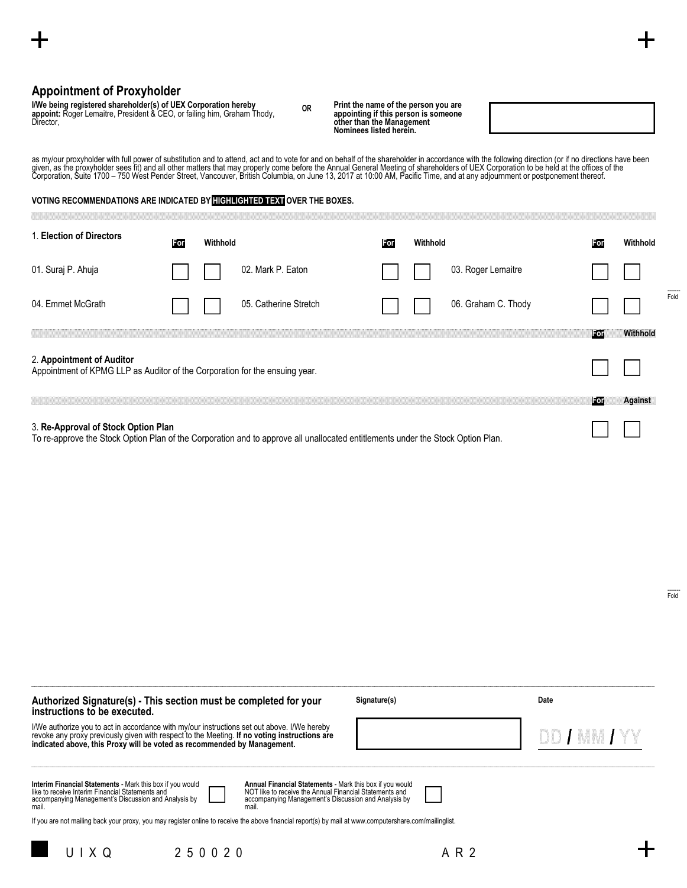## Appointment of Proxyholder

**I/We being registered shareholder(s) of UEX Corporation hereby appoint:** Roger Lemaitre, President & CEO, or failing him, Graham Thody, Director,

**OR**

**Print the name of the person you are appointing if this person is someone other than the Management Nominees listed herein.**

as my/our proxyholder with full power of substitution and to attend, act and to vote for and on behalf of the shareholder in accordance with the following direction (or if no directions have been given, as the proxyholder sees fit) and all other matters that may properly come before the Annual General Meeting of shareholders of UEX Corporation to be held at the offices of the Corporation, Suite 1700 – 750 West Pender Street, Vancouver, British Columbia, on June 13, 2017 at 10:00 AM, Pacific Time, and at any adjournment or postponement thereof.

**VOTING RECOMMENDATIONS ARE INDICATED BY HIGHLIGHTED TEXT OVER THE BOXES.**

1. **Election of Directors**

| | For | Withhold | | For | Withhold | | For | Withhold |
|---|---|---|---|---|---|---|---|---|
| 01. Suraj P. Ahuja | ☐ | ☐ | 02. Mark P. Eaton | ☐ | ☐ | 03. Roger Lemaitre | ☐ | ☐ |
| 04. Emmet McGrath | ☐ | ☐ | 05. Catherine Stretch | ☐ | ☐ | 06. Graham C. Thody | ☐ | ☐ |

| | For | Withhold |
|---|---|---|
| 2. **Appointment of Auditor**<br>Appointment of KPMG LLP as Auditor of the Corporation for the ensuing year. | ☐ | ☐ |

| | For | Against |
|---|---|---|
| 3. **Re-Approval of Stock Option Plan**<br>To re-approve the Stock Option Plan of the Corporation and to approve all unallocated entitlements under the Stock Option Plan. | ☐ | ☐ |

**Authorized Signature(s) - This section must be completed for your instructions to be executed.**

I/We authorize you to act in accordance with my/our instructions set out above. I/We hereby revoke any proxy previously given with respect to the Meeting. **If no voting instructions are indicated above, this Proxy will be voted as recommended by Management.**

**Signature(s)**

**Date**

DD / MM / YY

**Interim Financial Statements** - Mark this box if you would like to receive Interim Financial Statements and accompanying Management's Discussion and Analysis by mail. ☐

**Annual Financial Statements** - Mark this box if you would NOT like to receive the Annual Financial Statements and accompanying Management's Discussion and Analysis by mail. ☐

If you are not mailing back your proxy, you may register online to receive the above financial report(s) by mail at www.computershare.com/mailinglist.

U I X Q 2 5 0 0 2 0 A R 2